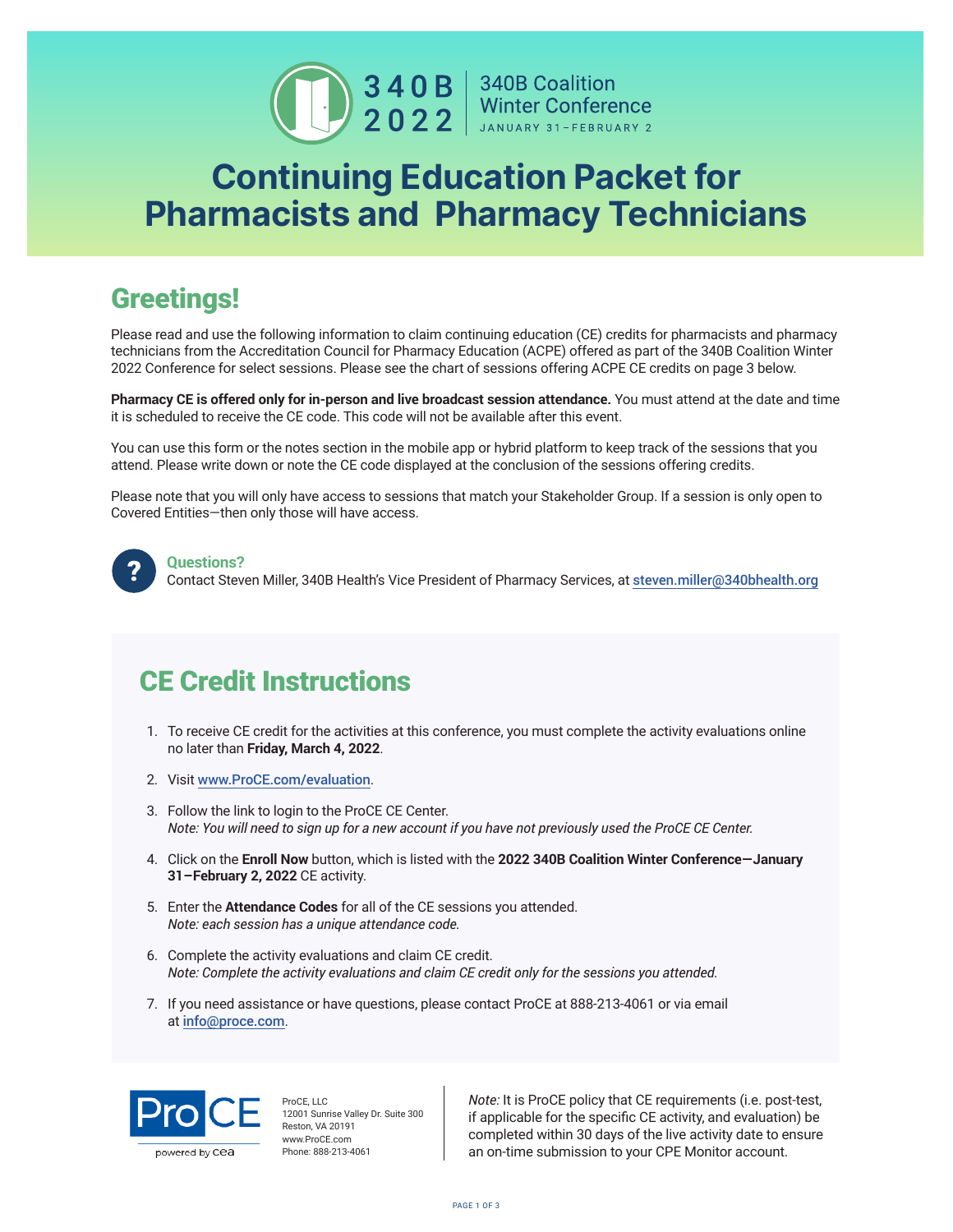340B 2022 | 340B Coalition Winter Conference JANUARY 31–FEBRUARY 2

# Continuing Education Packet for Pharmacists and Pharmacy Technicians

## Greetings!

Please read and use the following information to claim continuing education (CE) credits for pharmacists and pharmacy technicians from the Accreditation Council for Pharmacy Education (ACPE) offered as part of the 340B Coalition Winter 2022 Conference for select sessions. Please see the chart of sessions offering ACPE CE credits on page 3 below.

**Pharmacy CE is offered only for in-person and live broadcast session attendance.** You must attend at the date and time it is scheduled to receive the CE code. This code will not be available after this event.

You can use this form or the notes section in the mobile app or hybrid platform to keep track of the sessions that you attend. Please write down or note the CE code displayed at the conclusion of the sessions offering credits.

Please note that you will only have access to sessions that match your Stakeholder Group. If a session is only open to Covered Entities—then only those will have access.

**Questions?**
Contact Steven Miller, 340B Health's Vice President of Pharmacy Services, at steven.miller@340bhealth.org

## CE Credit Instructions

1. To receive CE credit for the activities at this conference, you must complete the activity evaluations online no later than **Friday, March 4, 2022**.
2. Visit www.ProCE.com/evaluation.
3. Follow the link to login to the ProCE CE Center.
   *Note: You will need to sign up for a new account if you have not previously used the ProCE CE Center.*
4. Click on the **Enroll Now** button, which is listed with the **2022 340B Coalition Winter Conference—January 31–February 2, 2022** CE activity.
5. Enter the **Attendance Codes** for all of the CE sessions you attended.
   *Note: each session has a unique attendance code.*
6. Complete the activity evaluations and claim CE credit.
   *Note: Complete the activity evaluations and claim CE credit only for the sessions you attended.*
7. If you need assistance or have questions, please contact ProCE at 888-213-4061 or via email at info@proce.com.

ProCE powered by cea

ProCE, LLC
12001 Sunrise Valley Dr. Suite 300
Reston, VA 20191
www.ProCE.com
Phone: 888-213-4061

*Note:* It is ProCE policy that CE requirements (i.e. post-test, if applicable for the specific CE activity, and evaluation) be completed within 30 days of the live activity date to ensure an on-time submission to your CPE Monitor account.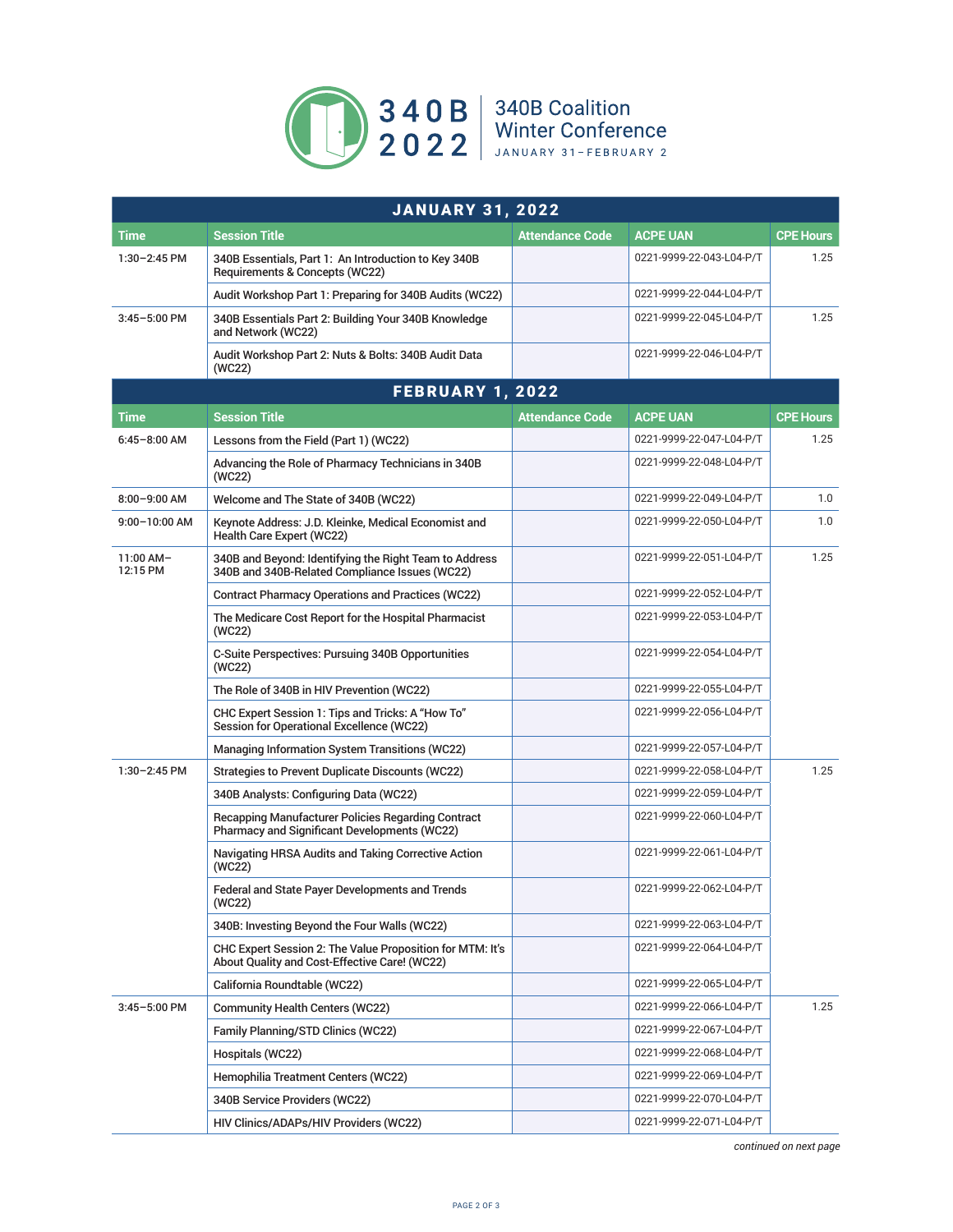# 340B 2022

## 340B Coalition Winter Conference

JANUARY 31–FEBRUARY 2

| JANUARY 31, 2022 | | | | |
|---|---|---|---|---|
| **Time** | **Session Title** | **Attendance Code** | **ACPE UAN** | **CPE Hours** |
| 1:30–2:45 PM | 340B Essentials, Part 1: An Introduction to Key 340B Requirements & Concepts (WC22) | | 0221-9999-22-043-L04-P/T | 1.25 |
| | Audit Workshop Part 1: Preparing for 340B Audits (WC22) | | 0221-9999-22-044-L04-P/T | |
| 3:45–5:00 PM | 340B Essentials Part 2: Building Your 340B Knowledge and Network (WC22) | | 0221-9999-22-045-L04-P/T | 1.25 |
| | Audit Workshop Part 2: Nuts & Bolts: 340B Audit Data (WC22) | | 0221-9999-22-046-L04-P/T | |

| FEBRUARY 1, 2022 | | | | |
|---|---|---|---|---|
| **Time** | **Session Title** | **Attendance Code** | **ACPE UAN** | **CPE Hours** |
| 6:45–8:00 AM | Lessons from the Field (Part 1) (WC22) | | 0221-9999-22-047-L04-P/T | 1.25 |
| | Advancing the Role of Pharmacy Technicians in 340B (WC22) | | 0221-9999-22-048-L04-P/T | |
| 8:00–9:00 AM | Welcome and The State of 340B (WC22) | | 0221-9999-22-049-L04-P/T | 1.0 |
| 9:00–10:00 AM | Keynote Address: J.D. Kleinke, Medical Economist and Health Care Expert (WC22) | | 0221-9999-22-050-L04-P/T | 1.0 |
| 11:00 AM–12:15 PM | 340B and Beyond: Identifying the Right Team to Address 340B and 340B-Related Compliance Issues (WC22) | | 0221-9999-22-051-L04-P/T | 1.25 |
| | Contract Pharmacy Operations and Practices (WC22) | | 0221-9999-22-052-L04-P/T | |
| | The Medicare Cost Report for the Hospital Pharmacist (WC22) | | 0221-9999-22-053-L04-P/T | |
| | C-Suite Perspectives: Pursuing 340B Opportunities (WC22) | | 0221-9999-22-054-L04-P/T | |
| | The Role of 340B in HIV Prevention (WC22) | | 0221-9999-22-055-L04-P/T | |
| | CHC Expert Session 1: Tips and Tricks: A "How To" Session for Operational Excellence (WC22) | | 0221-9999-22-056-L04-P/T | |
| | Managing Information System Transitions (WC22) | | 0221-9999-22-057-L04-P/T | |
| 1:30–2:45 PM | Strategies to Prevent Duplicate Discounts (WC22) | | 0221-9999-22-058-L04-P/T | 1.25 |
| | 340B Analysts: Configuring Data (WC22) | | 0221-9999-22-059-L04-P/T | |
| | Recapping Manufacturer Policies Regarding Contract Pharmacy and Significant Developments (WC22) | | 0221-9999-22-060-L04-P/T | |
| | Navigating HRSA Audits and Taking Corrective Action (WC22) | | 0221-9999-22-061-L04-P/T | |
| | Federal and State Payer Developments and Trends (WC22) | | 0221-9999-22-062-L04-P/T | |
| | 340B: Investing Beyond the Four Walls (WC22) | | 0221-9999-22-063-L04-P/T | |
| | CHC Expert Session 2: The Value Proposition for MTM: It's About Quality and Cost-Effective Care! (WC22) | | 0221-9999-22-064-L04-P/T | |
| | California Roundtable (WC22) | | 0221-9999-22-065-L04-P/T | |
| 3:45–5:00 PM | Community Health Centers (WC22) | | 0221-9999-22-066-L04-P/T | 1.25 |
| | Family Planning/STD Clinics (WC22) | | 0221-9999-22-067-L04-P/T | |
| | Hospitals (WC22) | | 0221-9999-22-068-L04-P/T | |
| | Hemophilia Treatment Centers (WC22) | | 0221-9999-22-069-L04-P/T | |
| | 340B Service Providers (WC22) | | 0221-9999-22-070-L04-P/T | |
| | HIV Clinics/ADAPs/HIV Providers (WC22) | | 0221-9999-22-071-L04-P/T | |

*continued on next page*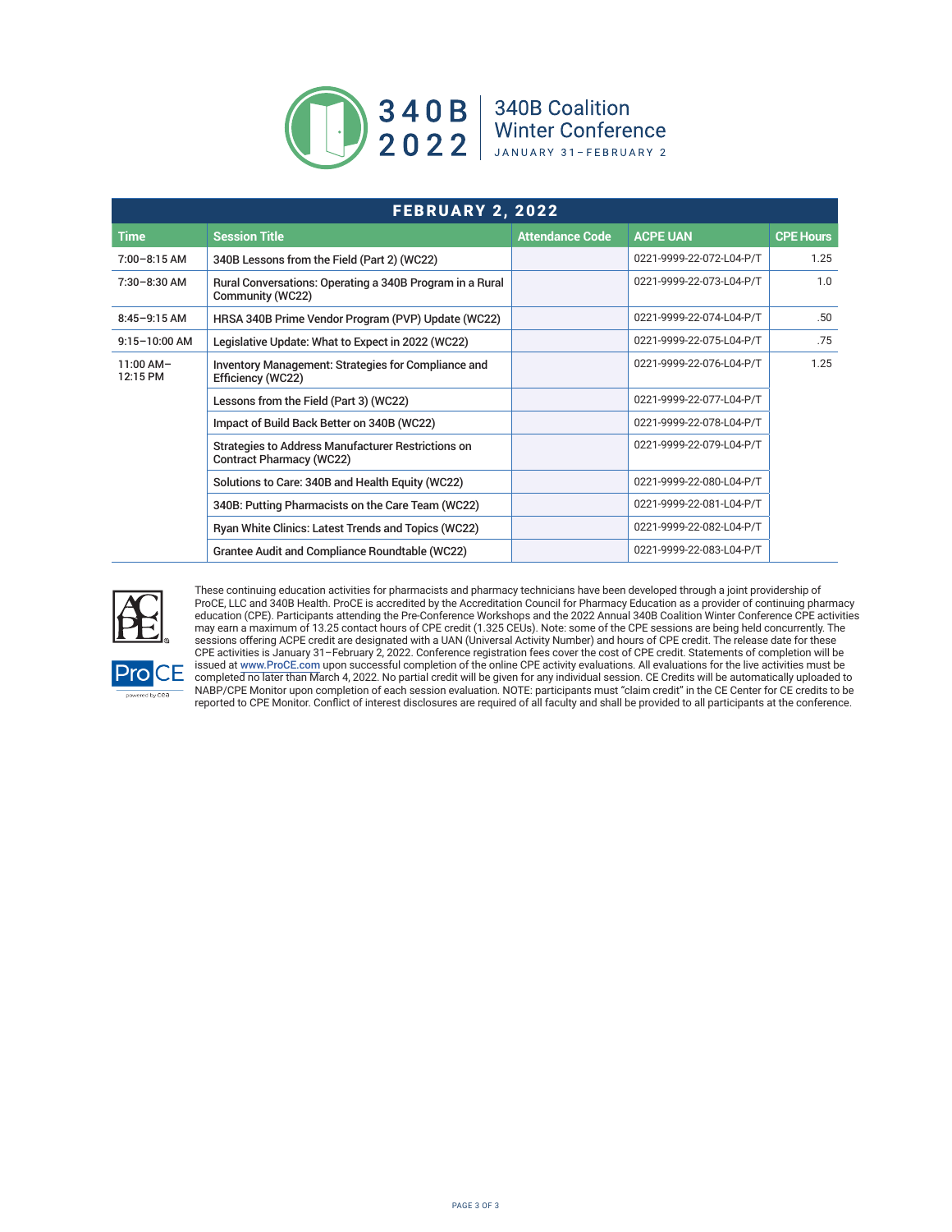# 340B 2022

## 340B Coalition Winter Conference

JANUARY 31–FEBRUARY 2

| FEBRUARY 2, 2022 | | | | |
|---|---|---|---|---|
| **Time** | **Session Title** | **Attendance Code** | **ACPE UAN** | **CPE Hours** |
| 7:00–8:15 AM | 340B Lessons from the Field (Part 2) (WC22) | | 0221-9999-22-072-L04-P/T | 1.25 |
| 7:30–8:30 AM | Rural Conversations: Operating a 340B Program in a Rural Community (WC22) | | 0221-9999-22-073-L04-P/T | 1.0 |
| 8:45–9:15 AM | HRSA 340B Prime Vendor Program (PVP) Update (WC22) | | 0221-9999-22-074-L04-P/T | .50 |
| 9:15–10:00 AM | Legislative Update: What to Expect in 2022 (WC22) | | 0221-9999-22-075-L04-P/T | .75 |
| 11:00 AM–12:15 PM | Inventory Management: Strategies for Compliance and Efficiency (WC22) | | 0221-9999-22-076-L04-P/T | 1.25 |
| | Lessons from the Field (Part 3) (WC22) | | 0221-9999-22-077-L04-P/T | |
| | Impact of Build Back Better on 340B (WC22) | | 0221-9999-22-078-L04-P/T | |
| | Strategies to Address Manufacturer Restrictions on Contract Pharmacy (WC22) | | 0221-9999-22-079-L04-P/T | |
| | Solutions to Care: 340B and Health Equity (WC22) | | 0221-9999-22-080-L04-P/T | |
| | 340B: Putting Pharmacists on the Care Team (WC22) | | 0221-9999-22-081-L04-P/T | |
| | Ryan White Clinics: Latest Trends and Topics (WC22) | | 0221-9999-22-082-L04-P/T | |
| | Grantee Audit and Compliance Roundtable (WC22) | | 0221-9999-22-083-L04-P/T | |

These continuing education activities for pharmacists and pharmacy technicians have been developed through a joint providership of ProCE, LLC and 340B Health. ProCE is accredited by the Accreditation Council for Pharmacy Education as a provider of continuing pharmacy education (CPE). Participants attending the Pre-Conference Workshops and the 2022 Annual 340B Coalition Winter Conference CPE activities may earn a maximum of 13.25 contact hours of CPE credit (1.325 CEUs). Note: some of the CPE sessions are being held concurrently. The sessions offering ACPE credit are designated with a UAN (Universal Activity Number) and hours of CPE credit. The release date for these CPE activities is January 31–February 2, 2022. Conference registration fees cover the cost of CPE credit. Statements of completion will be issued at www.ProCE.com upon successful completion of the online CPE activity evaluations. All evaluations for the live activities must be completed no later than March 4, 2022. No partial credit will be given for any individual session. CE Credits will be automatically uploaded to NABP/CPE Monitor upon completion of each session evaluation. NOTE: participants must "claim credit" in the CE Center for CE credits to be reported to CPE Monitor. Conflict of interest disclosures are required of all faculty and shall be provided to all participants at the conference.